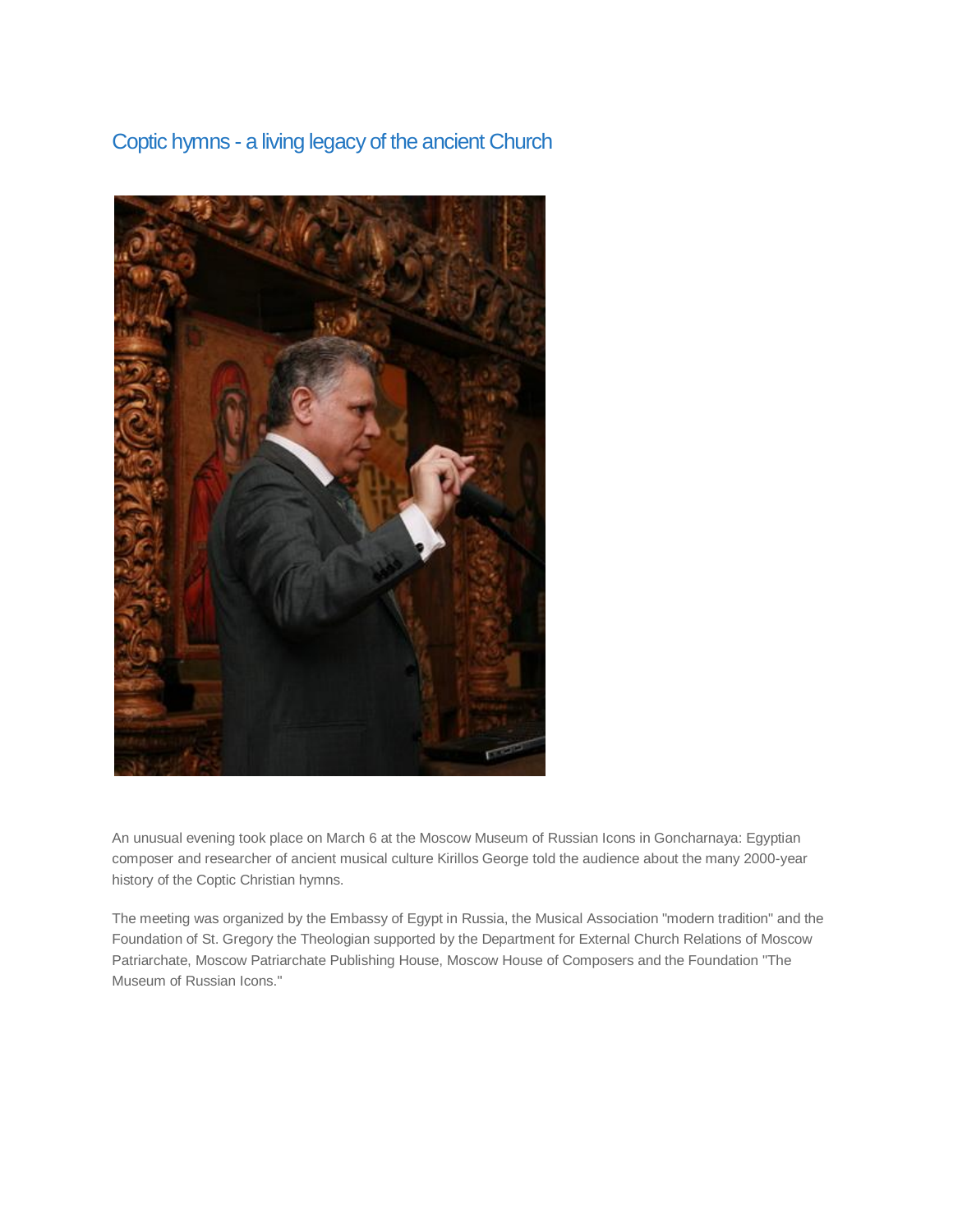# Coptic hymns - a living legacy of the ancient Church

An unusual evening took place on March 6 at the Moscow Museum of Russian Icons in Goncharnaya: Egyptian composer and researcher of ancient musical culture Kirillos George told the audience about the many 2000-year history of the Coptic Christian hymns.

The meeting was organized by the Embassy of Egypt in Russia, the Musical Association "modern tradition" and the Foundation of St. Gregory the Theologian supported by the Department for External Church Relations of Moscow Patriarchate, Moscow Patriarchate Publishing House, Moscow House of Composers and the Foundation "The Museum of Russian Icons."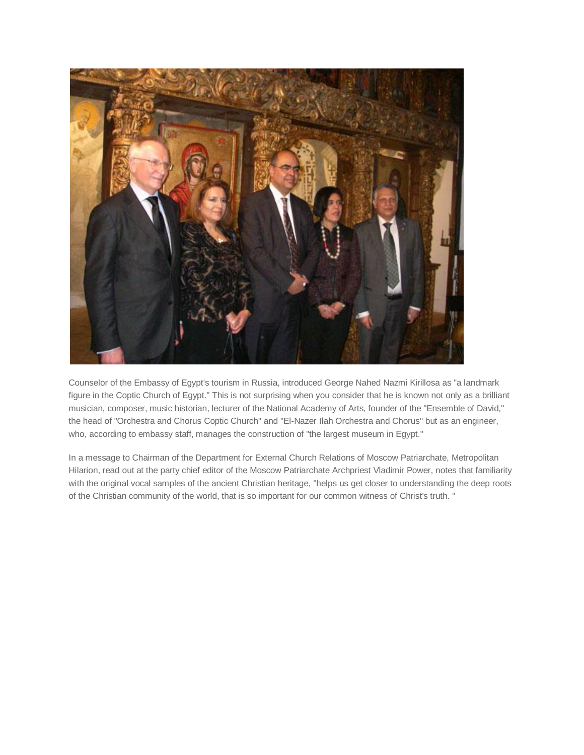Counselor of the Embassy of Egypt's tourism in Russia, introduced George Nahed Nazmi Kirillosa as "a landmark figure in the Coptic Church of Egypt." This is not surprising when you consider that he is known not only as a brilliant musician, composer, music historian, lecturer of the National Academy of Arts, founder of the "Ensemble of David," the head of "Orchestra and Chorus Coptic Church" and "El-Nazer Ilah Orchestra and Chorus" but as an engineer, who, according to embassy staff, manages the construction of "the largest museum in Egypt."

In a message to Chairman of the Department for External Church Relations of Moscow Patriarchate, Metropolitan Hilarion, read out at the party chief editor of the Moscow Patriarchate Archpriest Vladimir Power, notes that familiarity with the original vocal samples of the ancient Christian heritage, "helps us get closer to understanding the deep roots of the Christian community of the world, that is so important for our common witness of Christ's truth. "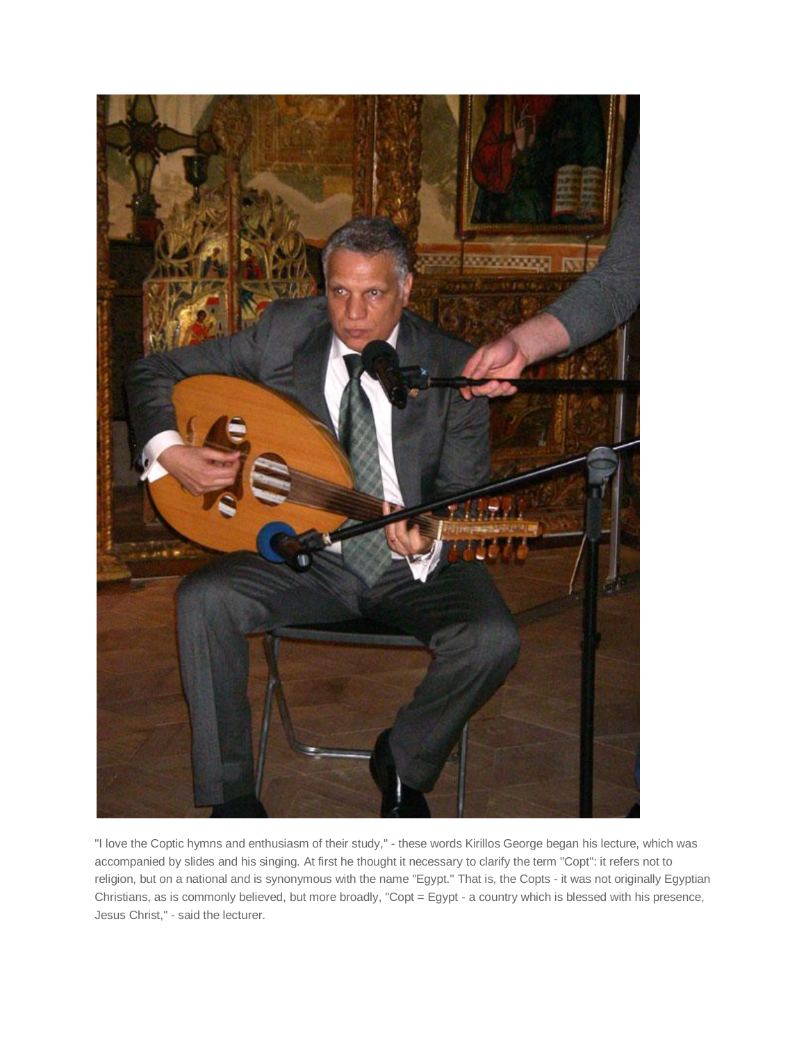"I love the Coptic hymns and enthusiasm of their study," - these words Kirillos George began his lecture, which was accompanied by slides and his singing. At first he thought it necessary to clarify the term "Copt": it refers not to religion, but on a national and is synonymous with the name "Egypt." That is, the Copts - it was not originally Egyptian Christians, as is commonly believed, but more broadly, "Copt = Egypt - a country which is blessed with his presence, Jesus Christ," - said the lecturer.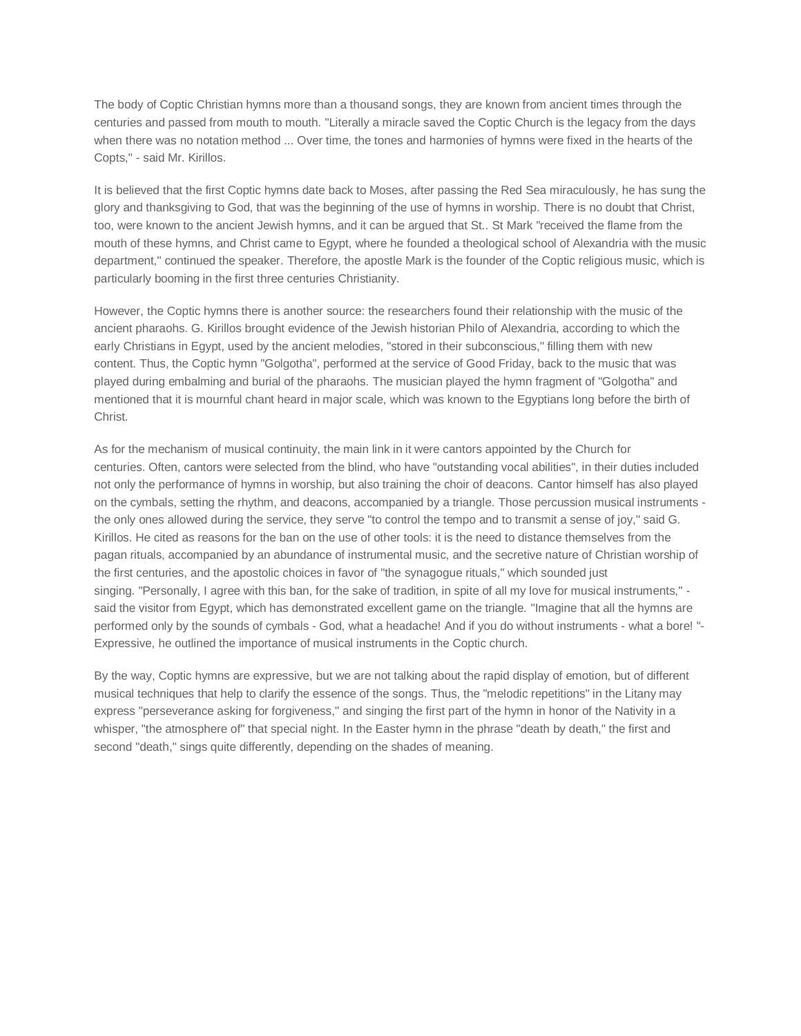The body of Coptic Christian hymns more than a thousand songs, they are known from ancient times through the centuries and passed from mouth to mouth. "Literally a miracle saved the Coptic Church is the legacy from the days when there was no notation method ... Over time, the tones and harmonies of hymns were fixed in the hearts of the Copts," - said Mr. Kirillos.

It is believed that the first Coptic hymns date back to Moses, after passing the Red Sea miraculously, he has sung the glory and thanksgiving to God, that was the beginning of the use of hymns in worship. There is no doubt that Christ, too, were known to the ancient Jewish hymns, and it can be argued that St.. St Mark "received the flame from the mouth of these hymns, and Christ came to Egypt, where he founded a theological school of Alexandria with the music department," continued the speaker. Therefore, the apostle Mark is the founder of the Coptic religious music, which is particularly booming in the first three centuries Christianity.

However, the Coptic hymns there is another source: the researchers found their relationship with the music of the ancient pharaohs. G. Kirillos brought evidence of the Jewish historian Philo of Alexandria, according to which the early Christians in Egypt, used by the ancient melodies, "stored in their subconscious," filling them with new content. Thus, the Coptic hymn "Golgotha", performed at the service of Good Friday, back to the music that was played during embalming and burial of the pharaohs. The musician played the hymn fragment of "Golgotha" and mentioned that it is mournful chant heard in major scale, which was known to the Egyptians long before the birth of Christ.

As for the mechanism of musical continuity, the main link in it were cantors appointed by the Church for centuries. Often, cantors were selected from the blind, who have "outstanding vocal abilities", in their duties included not only the performance of hymns in worship, but also training the choir of deacons. Cantor himself has also played on the cymbals, setting the rhythm, and deacons, accompanied by a triangle. Those percussion musical instruments - the only ones allowed during the service, they serve "to control the tempo and to transmit a sense of joy," said G. Kirillos. He cited as reasons for the ban on the use of other tools: it is the need to distance themselves from the pagan rituals, accompanied by an abundance of instrumental music, and the secretive nature of Christian worship of the first centuries, and the apostolic choices in favor of "the synagogue rituals," which sounded just singing. "Personally, I agree with this ban, for the sake of tradition, in spite of all my love for musical instruments," - said the visitor from Egypt, which has demonstrated excellent game on the triangle. "Imagine that all the hymns are performed only by the sounds of cymbals - God, what a headache! And if you do without instruments - what a bore! "- Expressive, he outlined the importance of musical instruments in the Coptic church.

By the way, Coptic hymns are expressive, but we are not talking about the rapid display of emotion, but of different musical techniques that help to clarify the essence of the songs. Thus, the "melodic repetitions" in the Litany may express "perseverance asking for forgiveness," and singing the first part of the hymn in honor of the Nativity in a whisper, "the atmosphere of" that special night. In the Easter hymn in the phrase "death by death," the first and second "death," sings quite differently, depending on the shades of meaning.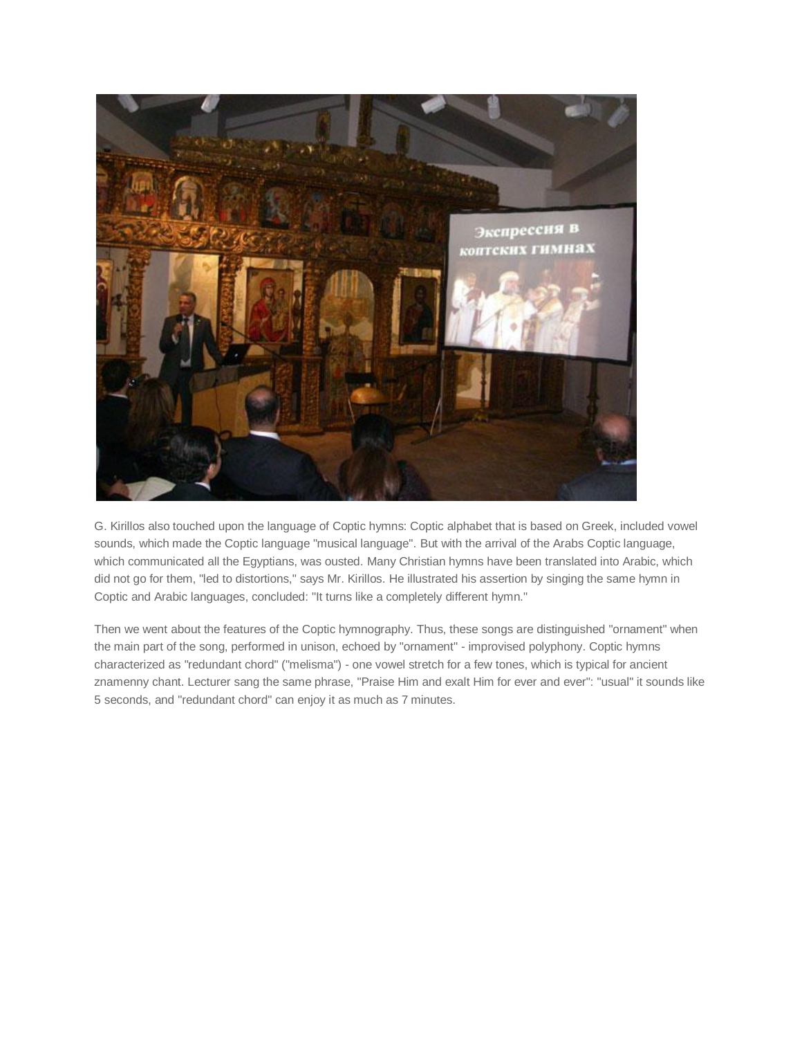G. Kirillos also touched upon the language of Coptic hymns: Coptic alphabet that is based on Greek, included vowel sounds, which made the Coptic language "musical language". But with the arrival of the Arabs Coptic language, which communicated all the Egyptians, was ousted. Many Christian hymns have been translated into Arabic, which did not go for them, "led to distortions," says Mr. Kirillos. He illustrated his assertion by singing the same hymn in Coptic and Arabic languages, concluded: "It turns like a completely different hymn."

Then we went about the features of the Coptic hymnography. Thus, these songs are distinguished "ornament" when the main part of the song, performed in unison, echoed by "ornament" - improvised polyphony. Coptic hymns characterized as "redundant chord" ("melisma") - one vowel stretch for a few tones, which is typical for ancient znamenny chant. Lecturer sang the same phrase, "Praise Him and exalt Him for ever and ever": "usual" it sounds like 5 seconds, and "redundant chord" can enjoy it as much as 7 minutes.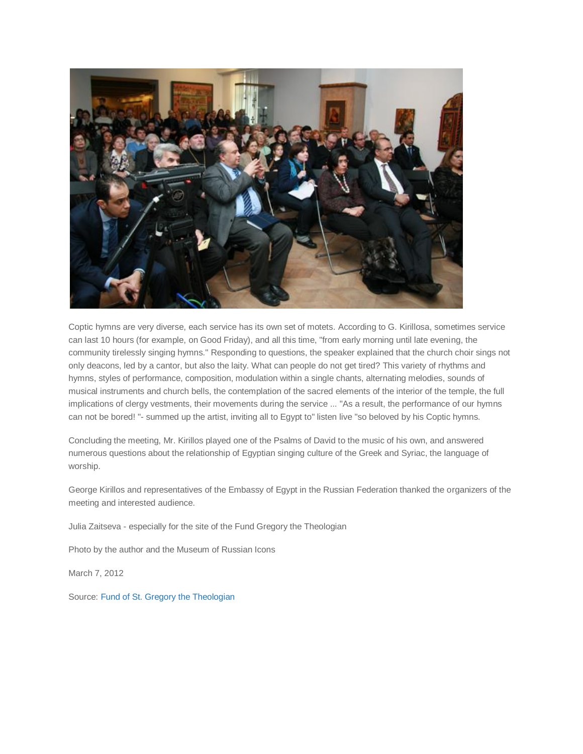Coptic hymns are very diverse, each service has its own set of motets. According to G. Kirillosa, sometimes service can last 10 hours (for example, on Good Friday), and all this time, "from early morning until late evening, the community tirelessly singing hymns." Responding to questions, the speaker explained that the church choir sings not only deacons, led by a cantor, but also the laity. What can people do not get tired? This variety of rhythms and hymns, styles of performance, composition, modulation within a single chants, alternating melodies, sounds of musical instruments and church bells, the contemplation of the sacred elements of the interior of the temple, the full implications of clergy vestments, their movements during the service ... "As a result, the performance of our hymns can not be bored! "- summed up the artist, inviting all to Egypt to" listen live "so beloved by his Coptic hymns.

Concluding the meeting, Mr. Kirillos played one of the Psalms of David to the music of his own, and answered numerous questions about the relationship of Egyptian singing culture of the Greek and Syriac, the language of worship.

George Kirillos and representatives of the Embassy of Egypt in the Russian Federation thanked the organizers of the meeting and interested audience.

Julia Zaitseva - especially for the site of the Fund Gregory the Theologian

Photo by the author and the Museum of Russian Icons

March 7, 2012

Source: Fund of St. Gregory the Theologian